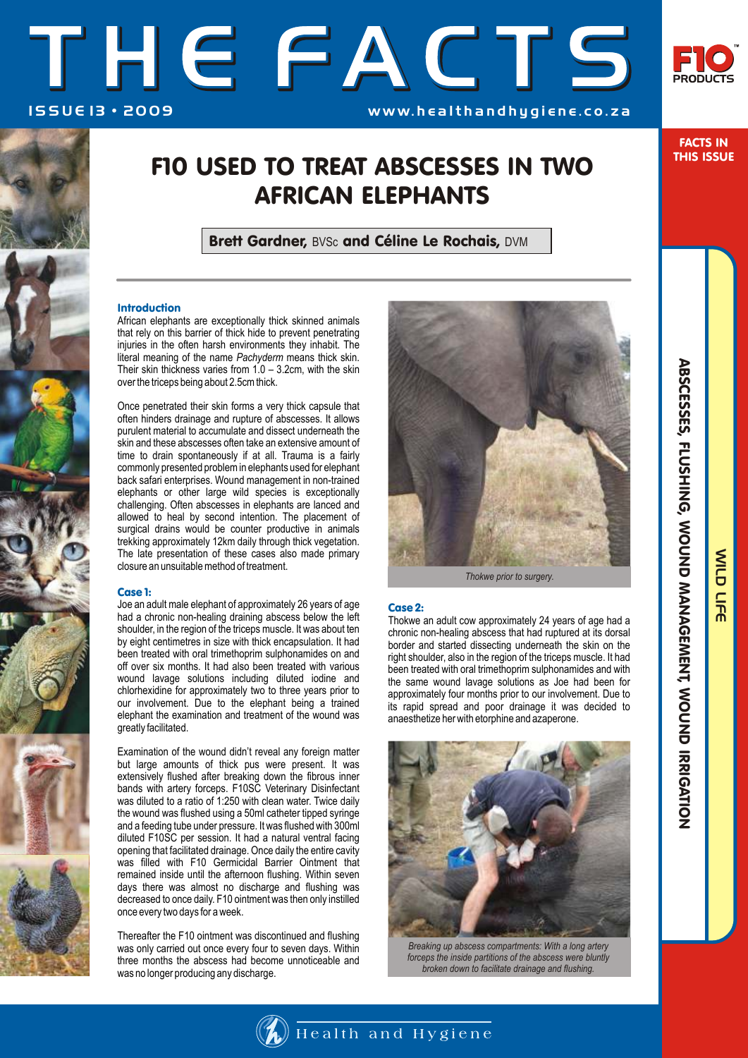# THE FACTS

ISSUE 13 • 2009

www.healthandhygiene.co.za

FACTS IN THIS ISSUE

WILD LIFE

ABSCESSES, FLUSHING, WOUND MANAGEMENT, WOUND IRRIGATION

## F10 USED TO TREAT ABSCESSES IN TWO AFRICAN ELEPHANTS

**Brett Gardner,** BVSc **and Céline Le Rochais,** DVM

### Introduction

African elephants are exceptionally thick skinned animals that rely on this barrier of thick hide to prevent penetrating injuries in the often harsh environments they inhabit. The literal meaning of the name *Pachyderm* means thick skin. Their skin thickness varies from 1.0 – 3.2cm, with the skin over the triceps being about 2.5cm thick.

Once penetrated their skin forms a very thick capsule that often hinders drainage and rupture of abscesses. It allows purulent material to accumulate and dissect underneath the skin and these abscesses often take an extensive amount of time to drain spontaneously if at all. Trauma is a fairly commonly presented problem in elephants used for elephant back safari enterprises. Wound management in non-trained elephants or other large wild species is exceptionally challenging. Often abscesses in elephants are lanced and allowed to heal by second intention. The placement of surgical drains would be counter productive in animals trekking approximately 12km daily through thick vegetation. The late presentation of these cases also made primary closure an unsuitable method of treatment.

### Case 1:

Joe an adult male elephant of approximately 26 years of age had a chronic non-healing draining abscess below the left shoulder, in the region of the triceps muscle. It was about ten by eight centimetres in size with thick encapsulation. It had been treated with oral trimethoprim sulphonamides on and off over six months. It had also been treated with various wound lavage solutions including diluted iodine and chlorhexidine for approximately two to three years prior to our involvement. Due to the elephant being a trained elephant the examination and treatment of the wound was greatly facilitated.

Examination of the wound didn't reveal any foreign matter but large amounts of thick pus were present. It was extensively flushed after breaking down the fibrous inner bands with artery forceps. F10SC Veterinary Disinfectant was diluted to a ratio of 1:250 with clean water. Twice daily the wound was flushed using a 50ml catheter tipped syringe and a feeding tube under pressure. It was flushed with 300ml diluted F10SC per session. It had a natural ventral facing opening that facilitated drainage. Once daily the entire cavity was filled with F10 Germicidal Barrier Ointment that remained inside until the afternoon flushing. Within seven days there was almost no discharge and flushing was decreased to once daily. F10 ointment was then only instilled once every two days for a week.

Thereafter the F10 ointment was discontinued and flushing was only carried out once every four to seven days. Within three months the abscess had become unnoticeable and was no longer producing any discharge.

*Thokwe prior to surgery.*

### Case 2:

Thokwe an adult cow approximately 24 years of age had a chronic non-healing abscess that had ruptured at its dorsal border and started dissecting underneath the skin on the right shoulder, also in the region of the triceps muscle. It had been treated with oral trimethoprim sulphonamides and with the same wound lavage solutions as Joe had been for approximately four months prior to our involvement. Due to its rapid spread and poor drainage it was decided to anaesthetize her with etorphine and azaperone.

*Breaking up abscess compartments: With a long artery forceps the inside partitions of the abscess were bluntly broken down to facilitate drainage and flushing.*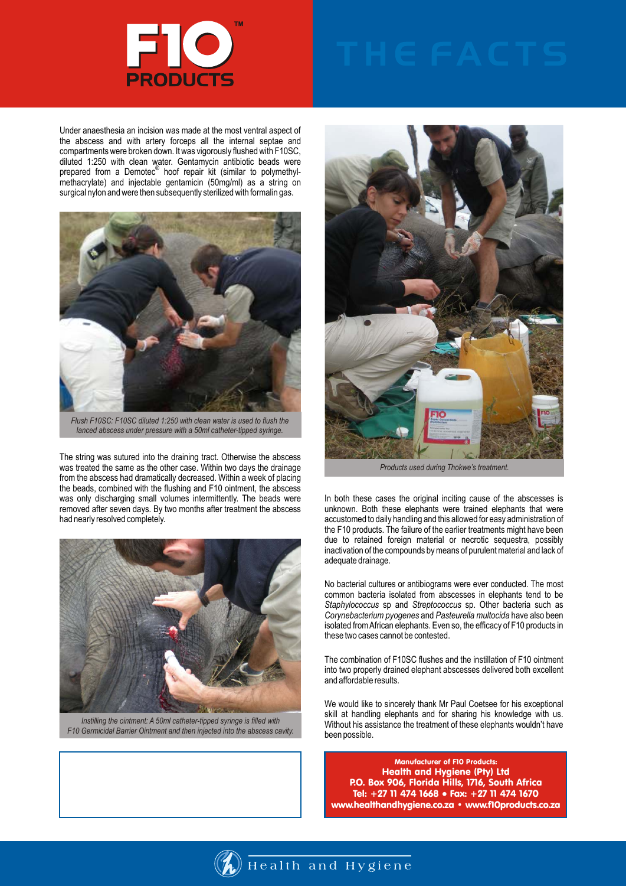# THE FACTS

Under anaesthesia an incision was made at the most ventral aspect of the abscess and with artery forceps all the internal septae and compartments were broken down. It was vigorously flushed with F10SC, diluted 1:250 with clean water. Gentamycin antibiotic beads were prepared from a Demotec® hoof repair kit (similar to polymethyl-methacrylate) and injectable gentamicin (50mg/ml) as a string on surgical nylon and were then subsequently sterilized with formalin gas.

*Flush F10SC: F10SC diluted 1:250 with clean water is used to flush the lanced abscess under pressure with a 50ml catheter-tipped syringe.*

The string was sutured into the draining tract. Otherwise the abscess was treated the same as the other case. Within two days the drainage from the abscess had dramatically decreased. Within a week of placing the beads, combined with the flushing and F10 ointment, the abscess was only discharging small volumes intermittently. The beads were removed after seven days. By two months after treatment the abscess had nearly resolved completely.

*Instilling the ointment: A 50ml catheter-tipped syringe is filled with F10 Germicidal Barrier Ointment and then injected into the abscess cavity.*

*Products used during Thokwe's treatment.*

In both these cases the original inciting cause of the abscesses is unknown. Both these elephants were trained elephants that were accustomed to daily handling and this allowed for easy administration of the F10 products. The failure of the earlier treatments might have been due to retained foreign material or necrotic sequestra, possibly inactivation of the compounds by means of purulent material and lack of adequate drainage.

No bacterial cultures or antibiograms were ever conducted. The most common bacteria isolated from abscesses in elephants tend to be *Staphylococcus* sp and *Streptococcus* sp. Other bacteria such as *Corynebacterium pyogenes* and *Pasteurella multocida* have also been isolated from African elephants. Even so, the efficacy of F10 products in these two cases cannot be contested.

The combination of F10SC flushes and the instillation of F10 ointment into two properly drained elephant abscesses delivered both excellent and affordable results.

We would like to sincerely thank Mr Paul Coetsee for his exceptional skill at handling elephants and for sharing his knowledge with us. Without his assistance the treatment of these elephants wouldn't have been possible.

**Manufacturer of F10 Products:**
**Health and Hygiene (Pty) Ltd**
**P.O. Box 906, Florida Hills, 1716, South Africa**
**Tel: +27 11 474 1668 • Fax: +27 11 474 1670**
**www.healthandhygiene.co.za • www.f10products.co.za**